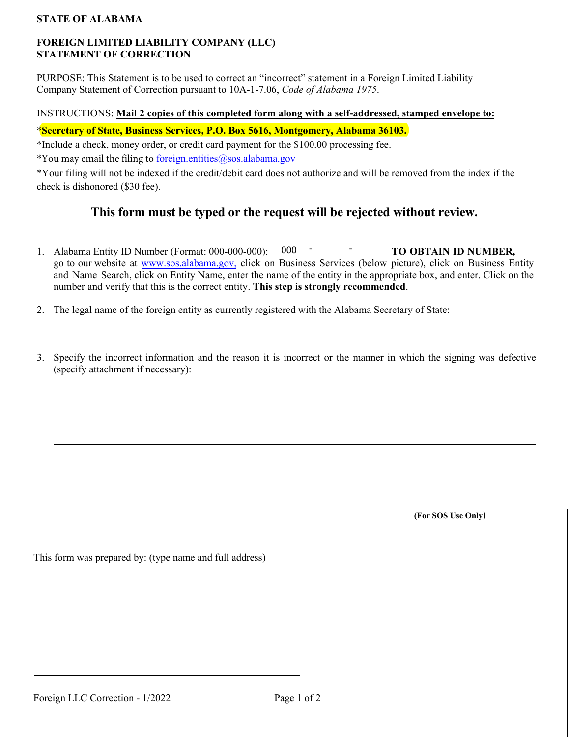**STATE OF ALABAMA**

**FOREIGN LIMITED LIABILITY COMPANY (LLC)**
**STATEMENT OF CORRECTION**

PURPOSE: This Statement is to be used to correct an "incorrect" statement in a Foreign Limited Liability Company Statement of Correction pursuant to 10A-1-7.06, *Code of Alabama 1975*.

INSTRUCTIONS: **Mail 2 copies of this completed form along with a self-addressed, stamped envelope to:**

***Secretary of State, Business Services, P.O. Box 5616, Montgomery, Alabama 36103.**

*Include a check, money order, or credit card payment for the $100.00 processing fee.

*You may email the filing to foreign.entities@sos.alabama.gov

*Your filing will not be indexed if the credit/debit card does not authorize and will be removed from the index if the check is dishonored ($30 fee).

## This form must be typed or the request will be rejected without review.

1. Alabama Entity ID Number (Format: 000-000-000): 000 - ______ - ______ **TO OBTAIN ID NUMBER,** go to our website at www.sos.alabama.gov, click on Business Services (below picture), click on Business Entity and Name Search, click on Entity Name, enter the name of the entity in the appropriate box, and enter. Click on the number and verify that this is the correct entity. **This step is strongly recommended**.

2. The legal name of the foreign entity as currently registered with the Alabama Secretary of State:

   ______________________________________________________________

3. Specify the incorrect information and the reason it is incorrect or the manner in which the signing was defective (specify attachment if necessary):

   ______________________________________________________________

   ______________________________________________________________

   ______________________________________________________________

   ______________________________________________________________

This form was prepared by: (type name and full address)

**(For SOS Use Only)**

Foreign LLC Correction - 1/2022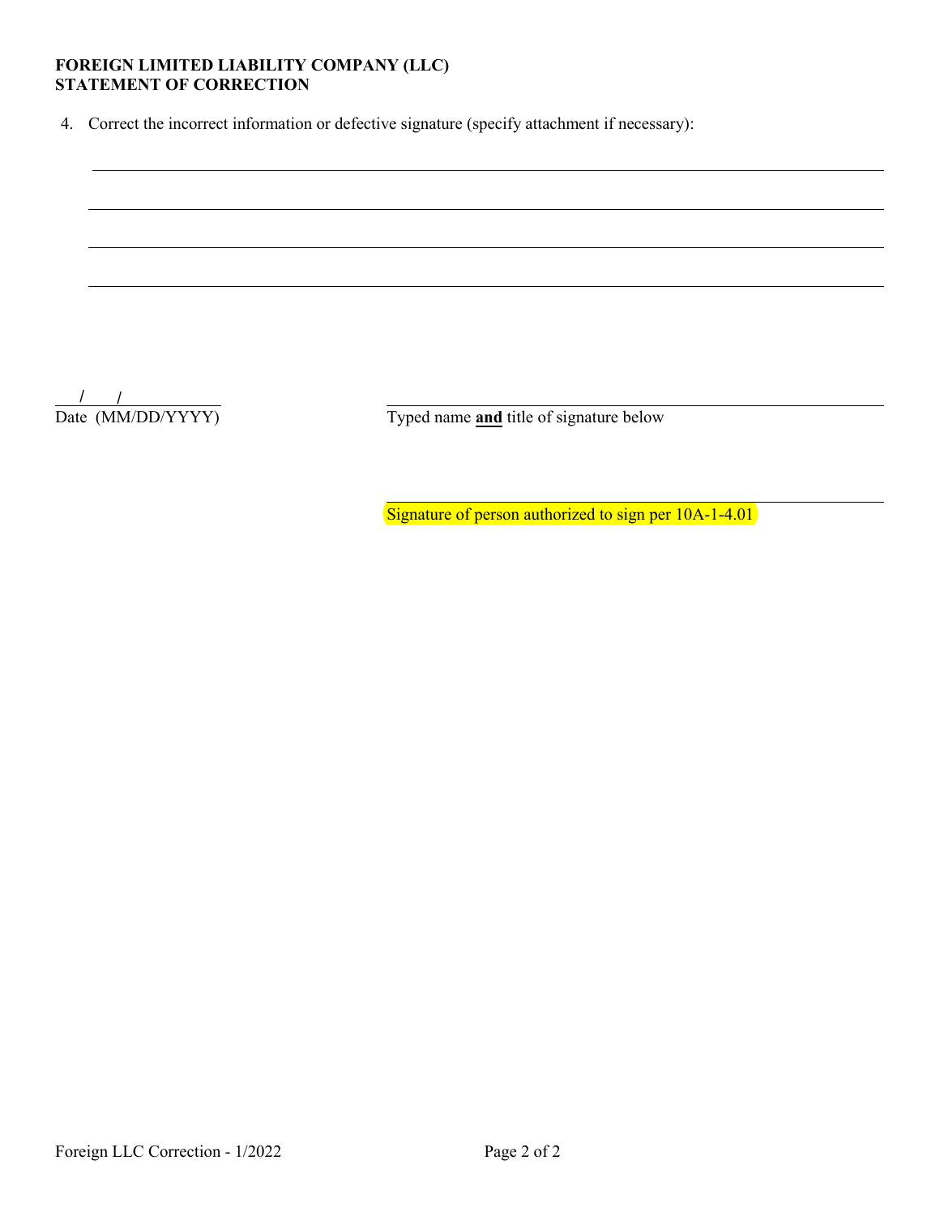**FOREIGN LIMITED LIABILITY COMPANY (LLC)**
**STATEMENT OF CORRECTION**

4. Correct the incorrect information or defective signature (specify attachment if necessary):

\_\_\_\_\_\_\_\_\_\_\_\_\_\_\_\_\_\_\_\_\_\_\_\_\_\_\_\_\_\_\_\_\_\_\_\_\_\_\_\_\_\_\_\_\_\_\_\_\_\_\_\_\_\_\_\_\_\_\_\_

\_\_\_\_\_\_\_\_\_\_\_\_\_\_\_\_\_\_\_\_\_\_\_\_\_\_\_\_\_\_\_\_\_\_\_\_\_\_\_\_\_\_\_\_\_\_\_\_\_\_\_\_\_\_\_\_\_\_\_\_

\_\_\_\_\_\_\_\_\_\_\_\_\_\_\_\_\_\_\_\_\_\_\_\_\_\_\_\_\_\_\_\_\_\_\_\_\_\_\_\_\_\_\_\_\_\_\_\_\_\_\_\_\_\_\_\_\_\_\_\_

\_\_\_\_\_\_\_\_\_\_\_\_\_\_\_\_\_\_\_\_\_\_\_\_\_\_\_\_\_\_\_\_\_\_\_\_\_\_\_\_\_\_\_\_\_\_\_\_\_\_\_\_\_\_\_\_\_\_\_\_

\_\_\_/\_\_\_/\_\_\_\_\_\_\_\_
Date (MM/DD/YYYY)

\_\_\_\_\_\_\_\_\_\_\_\_\_\_\_\_\_\_\_\_\_\_\_\_\_\_\_\_\_\_\_\_\_\_\_\_\_\_\_\_
Typed name **and** title of signature below

\_\_\_\_\_\_\_\_\_\_\_\_\_\_\_\_\_\_\_\_\_\_\_\_\_\_\_\_\_\_\_\_\_\_\_\_\_\_\_\_
Signature of person authorized to sign per 10A-1-4.01

Foreign LLC Correction - 1/2022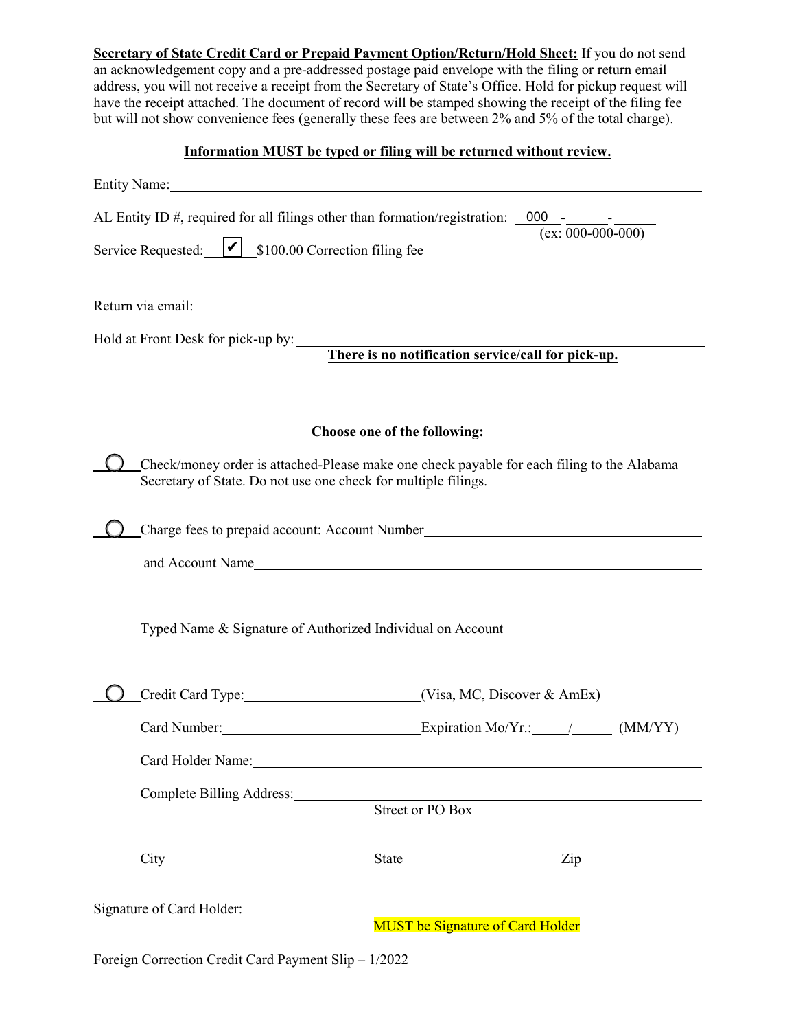**Secretary of State Credit Card or Prepaid Payment Option/Return/Hold Sheet:** If you do not send an acknowledgement copy and a pre-addressed postage paid envelope with the filing or return email address, you will not receive a receipt from the Secretary of State's Office. Hold for pickup request will have the receipt attached. The document of record will be stamped showing the receipt of the filing fee but will not show convenience fees (generally these fees are between 2% and 5% of the total charge).

**Information MUST be typed or filing will be returned without review.**

Entity Name: ____________________________________________

AL Entity ID #, required for all filings other than formation/registration: 000 - ______ - ______
(ex: 000-000-000)

Service Requested: ☑ $100.00 Correction filing fee

Return via email: ____________________________________________

Hold at Front Desk for pick-up by: ____________________________________________

**There is no notification service/call for pick-up.**

**Choose one of the following:**

◯ Check/money order is attached-Please make one check payable for each filing to the Alabama Secretary of State. Do not use one check for multiple filings.

◯ Charge fees to prepaid account: Account Number ____________________________________________

and Account Name ____________________________________________

____________________________________________
Typed Name & Signature of Authorized Individual on Account

◯ Credit Card Type: ______________________ (Visa, MC, Discover & AmEx)

Card Number: ______________________ Expiration Mo/Yr.: _____/_____ (MM/YY)

Card Holder Name: ____________________________________________

Complete Billing Address: ____________________________________________
Street or PO Box

____________________________________________
City State Zip

Signature of Card Holder: ____________________________________________
MUST be Signature of Card Holder

Foreign Correction Credit Card Payment Slip – 1/2022